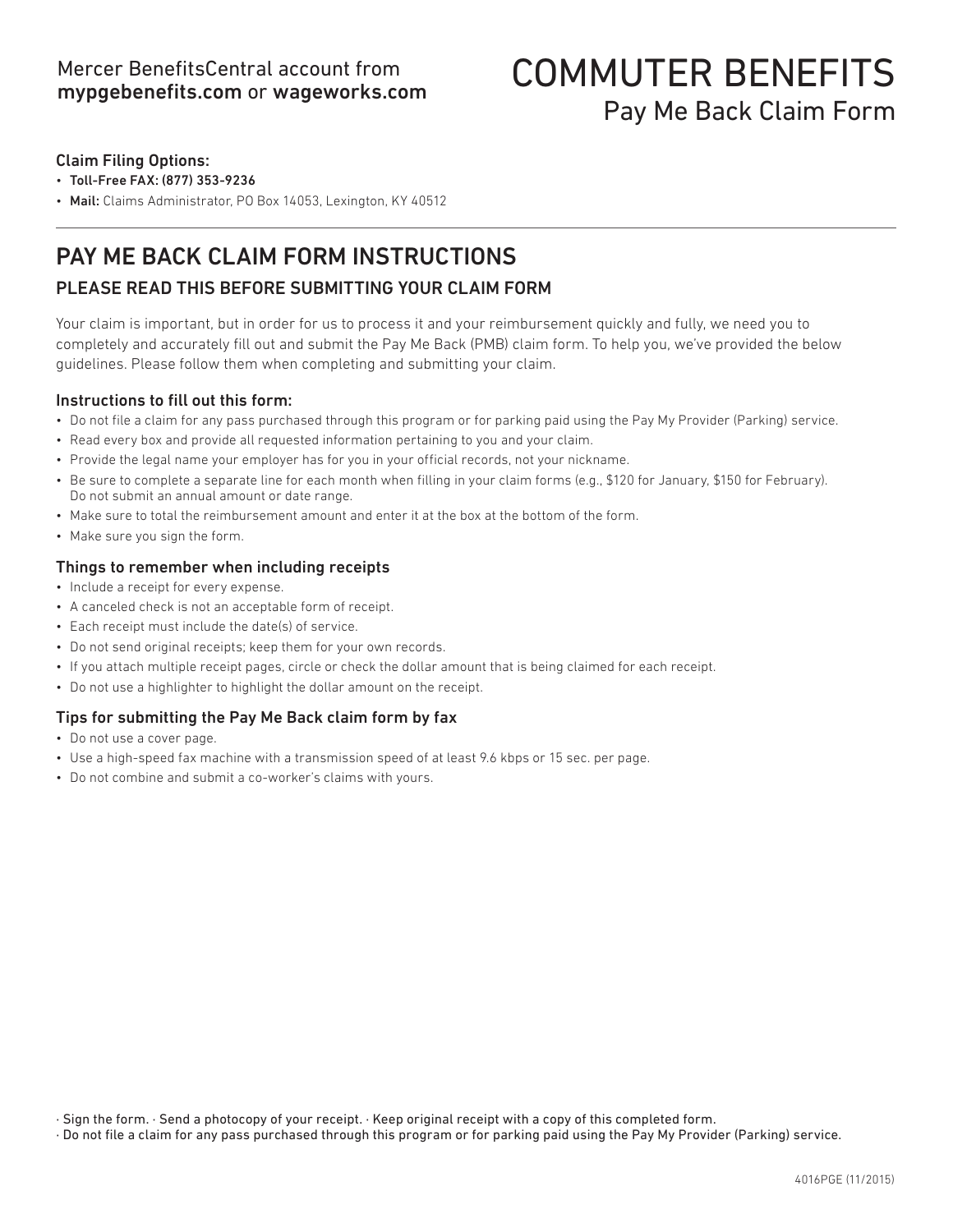Mercer BenefitsCentral account from **mypgebenefits.com** or **wageworks.com**

# COMMUTER BENEFITS

## Pay Me Back Claim Form

**Claim Filing Options:**

- **Toll-Free FAX: (877) 353-9236**
- **Mail:** Claims Administrator, PO Box 14053, Lexington, KY 40512

## PAY ME BACK CLAIM FORM INSTRUCTIONS

### PLEASE READ THIS BEFORE SUBMITTING YOUR CLAIM FORM

Your claim is important, but in order for us to process it and your reimbursement quickly and fully, we need you to completely and accurately fill out and submit the Pay Me Back (PMB) claim form. To help you, we've provided the below guidelines. Please follow them when completing and submitting your claim.

#### Instructions to fill out this form:

- Do not file a claim for any pass purchased through this program or for parking paid using the Pay My Provider (Parking) service.
- Read every box and provide all requested information pertaining to you and your claim.
- Provide the legal name your employer has for you in your official records, not your nickname.
- Be sure to complete a separate line for each month when filling in your claim forms (e.g., $120 for January, $150 for February). Do not submit an annual amount or date range.
- Make sure to total the reimbursement amount and enter it at the box at the bottom of the form.
- Make sure you sign the form.

#### Things to remember when including receipts

- Include a receipt for every expense.
- A canceled check is not an acceptable form of receipt.
- Each receipt must include the date(s) of service.
- Do not send original receipts; keep them for your own records.
- If you attach multiple receipt pages, circle or check the dollar amount that is being claimed for each receipt.
- Do not use a highlighter to highlight the dollar amount on the receipt.

#### Tips for submitting the Pay Me Back claim form by fax

- Do not use a cover page.
- Use a high-speed fax machine with a transmission speed of at least 9.6 kbps or 15 sec. per page.
- Do not combine and submit a co-worker's claims with yours.

· Sign the form. · Send a photocopy of your receipt. · Keep original receipt with a copy of this completed form.
· Do not file a claim for any pass purchased through this program or for parking paid using the Pay My Provider (Parking) service.

4016PGE (11/2015)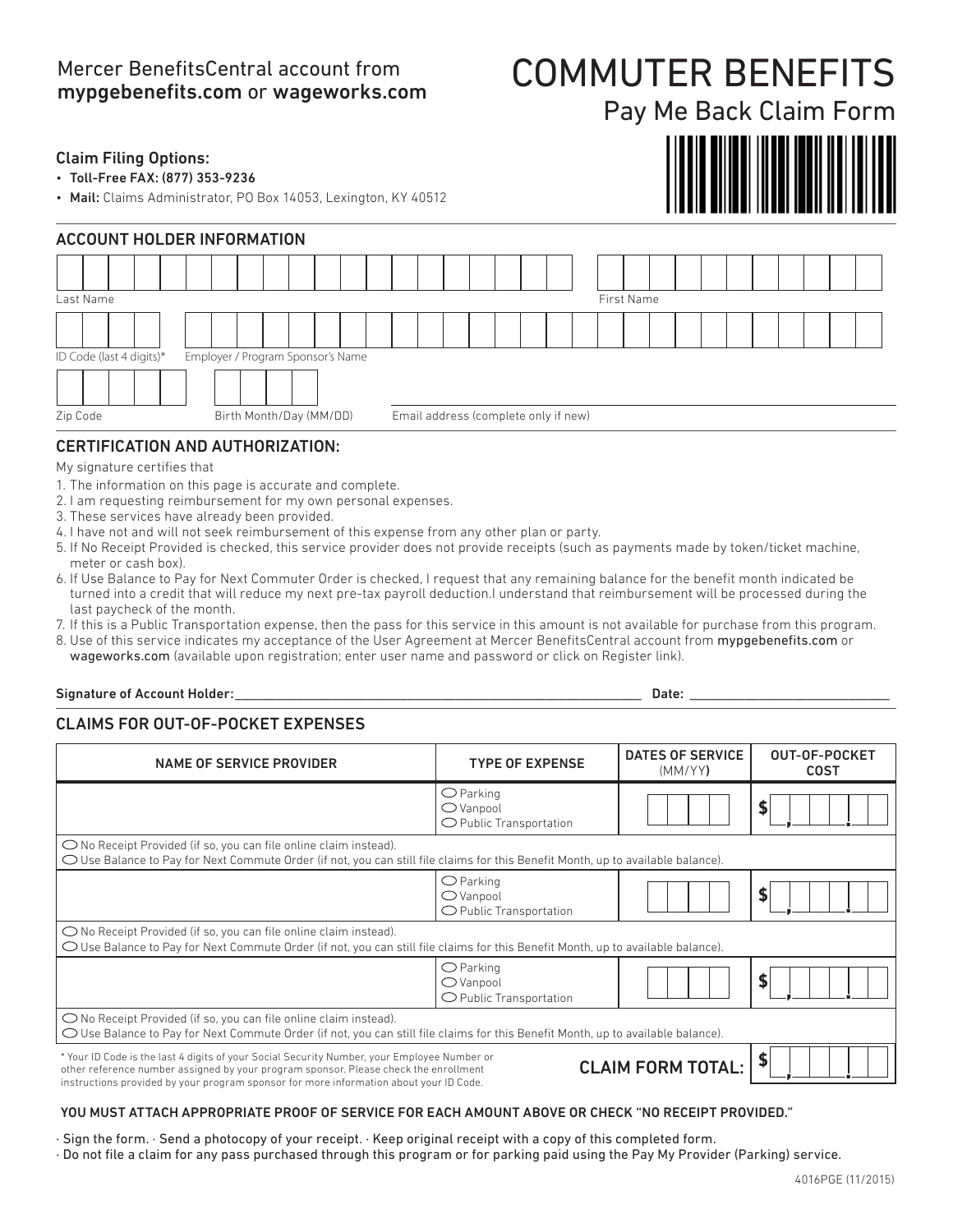Mercer BenefitsCentral account from **mypgebenefits.com** or **wageworks.com**

# COMMUTER BENEFITS

## Pay Me Back Claim Form

**Claim Filing Options:**

- **Toll-Free FAX: (877) 353-9236**
- **Mail:** Claims Administrator, PO Box 14053, Lexington, KY 40512

## ACCOUNT HOLDER INFORMATION

Last Name

First Name

ID Code (last 4 digits)*

Employer / Program Sponsor's Name

Zip Code

Birth Month/Day (MM/DD)

Email address (complete only if new)

## CERTIFICATION AND AUTHORIZATION:

My signature certifies that

1. The information on this page is accurate and complete.
2. I am requesting reimbursement for my own personal expenses.
3. These services have already been provided.
4. I have not and will not seek reimbursement of this expense from any other plan or party.
5. If No Receipt Provided is checked, this service provider does not provide receipts (such as payments made by token/ticket machine, meter or cash box).
6. If Use Balance to Pay for Next Commuter Order is checked, I request that any remaining balance for the benefit month indicated be turned into a credit that will reduce my next pre-tax payroll deduction.I understand that reimbursement will be processed during the last paycheck of the month.
7. If this is a Public Transportation expense, then the pass for this service in this amount is not available for purchase from this program.
8. Use of this service indicates my acceptance of the User Agreement at Mercer BenefitsCentral account from mypgebenefits.com or wageworks.com (available upon registration; enter user name and password or click on Register link).

**Signature of Account Holder:**\_\_\_\_\_\_\_\_\_\_\_\_\_\_\_\_\_\_\_\_\_\_\_\_\_\_\_\_\_\_ **Date:** \_\_\_\_\_\_\_\_\_\_\_\_\_\_\_\_

## CLAIMS FOR OUT-OF-POCKET EXPENSES

| NAME OF SERVICE PROVIDER | TYPE OF EXPENSE | DATES OF SERVICE (MM/YY) | OUT-OF-POCKET COST |
|---|---|---|---|
| | ○ Parking ○ Vanpool ○ Public Transportation | | $ , . |
| ○ No Receipt Provided (if so, you can file online claim instead). ○ Use Balance to Pay for Next Commute Order (if not, you can still file claims for this Benefit Month, up to available balance). | | | |
| | ○ Parking ○ Vanpool ○ Public Transportation | | $ , . |
| ○ No Receipt Provided (if so, you can file online claim instead). ○ Use Balance to Pay for Next Commute Order (if not, you can still file claims for this Benefit Month, up to available balance). | | | |
| | ○ Parking ○ Vanpool ○ Public Transportation | | $ , . |
| ○ No Receipt Provided (if so, you can file online claim instead). ○ Use Balance to Pay for Next Commute Order (if not, you can still file claims for this Benefit Month, up to available balance). | | | |

\* Your ID Code is the last 4 digits of your Social Security Number, your Employee Number or other reference number assigned by your program sponsor. Please check the enrollment instructions provided by your program sponsor for more information about your ID Code.

**CLAIM FORM TOTAL:** $ , .

**YOU MUST ATTACH APPROPRIATE PROOF OF SERVICE FOR EACH AMOUNT ABOVE OR CHECK "NO RECEIPT PROVIDED."**

· Sign the form. · Send a photocopy of your receipt. · Keep original receipt with a copy of this completed form.

· Do not file a claim for any pass purchased through this program or for parking paid using the Pay My Provider (Parking) service.

4016PGE (11/2015)